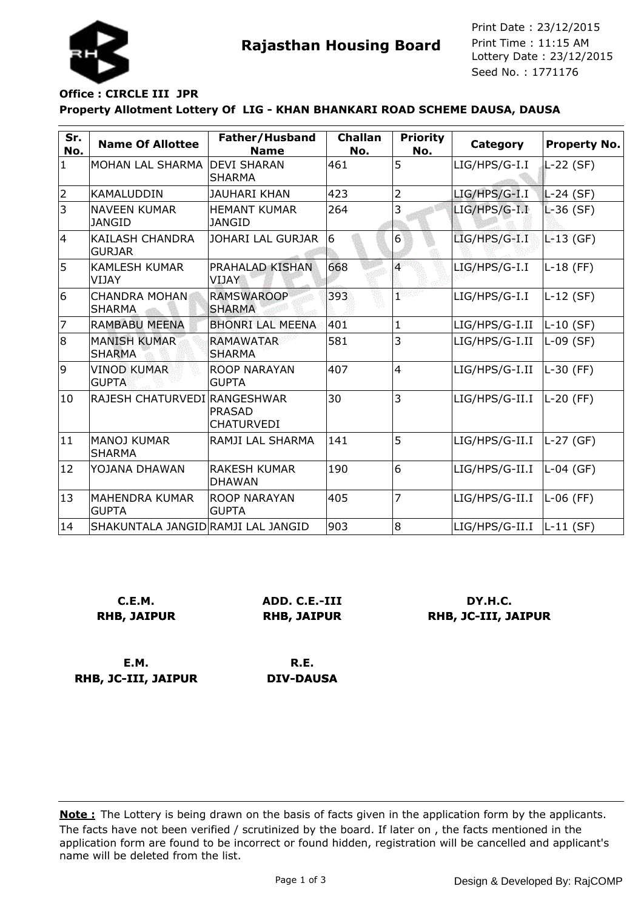# Rajasthan Housing Board

Print Date : 23/12/2015
Print Time : 11:15 AM
Lottery Date : 23/12/2015
Seed No. : 1771176

**Office : CIRCLE III JPR**

**Property Allotment Lottery Of LIG - KHAN BHANKARI ROAD SCHEME DAUSA, DAUSA**

| Sr. No. | Name Of Allottee | Father/Husband Name | Challan No. | Priority No. | Category | Property No. |
|---|---|---|---|---|---|---|
| 1 | MOHAN LAL SHARMA | DEVI SHARAN SHARMA | 461 | 5 | LIG/HPS/G-I.I | L-22 (SF) |
| 2 | KAMALUDDIN | JAUHARI KHAN | 423 | 2 | LIG/HPS/G-I.I | L-24 (SF) |
| 3 | NAVEEN KUMAR JANGID | HEMANT KUMAR JANGID | 264 | 3 | LIG/HPS/G-I.I | L-36 (SF) |
| 4 | KAILASH CHANDRA GURJAR | JOHARI LAL GURJAR | 6 | 6 | LIG/HPS/G-I.I | L-13 (GF) |
| 5 | KAMLESH KUMAR VIJAY | PRAHALAD KISHAN VIJAY | 668 | 4 | LIG/HPS/G-I.I | L-18 (FF) |
| 6 | CHANDRA MOHAN SHARMA | RAMSWAROOP SHARMA | 393 | 1 | LIG/HPS/G-I.I | L-12 (SF) |
| 7 | RAMBABU MEENA | BHONRI LAL MEENA | 401 | 1 | LIG/HPS/G-I.II | L-10 (SF) |
| 8 | MANISH KUMAR SHARMA | RAMAWATAR SHARMA | 581 | 3 | LIG/HPS/G-I.II | L-09 (SF) |
| 9 | VINOD KUMAR GUPTA | ROOP NARAYAN GUPTA | 407 | 4 | LIG/HPS/G-I.II | L-30 (FF) |
| 10 | RAJESH CHATURVEDI | RANGESHWAR PRASAD CHATURVEDI | 30 | 3 | LIG/HPS/G-II.I | L-20 (FF) |
| 11 | MANOJ KUMAR SHARMA | RAMJI LAL SHARMA | 141 | 5 | LIG/HPS/G-II.I | L-27 (GF) |
| 12 | YOJANA DHAWAN | RAKESH KUMAR DHAWAN | 190 | 6 | LIG/HPS/G-II.I | L-04 (GF) |
| 13 | MAHENDRA KUMAR GUPTA | ROOP NARAYAN GUPTA | 405 | 7 | LIG/HPS/G-II.I | L-06 (FF) |
| 14 | SHAKUNTALA JANGID | RAMJI LAL JANGID | 903 | 8 | LIG/HPS/G-II.I | L-11 (SF) |

**C.E.M.**
**RHB, JAIPUR**

**ADD. C.E.-III**
**RHB, JAIPUR**

**DY.H.C.**
**RHB, JC-III, JAIPUR**

**E.M.**
**RHB, JC-III, JAIPUR**

**R.E.**
**DIV-DAUSA**

**Note :** The Lottery is being drawn on the basis of facts given in the application form by the applicants. The facts have not been verified / scrutinized by the board. If later on , the facts mentioned in the application form are found to be incorrect or found hidden, registration will be cancelled and applicant's name will be deleted from the list.

Design & Developed By: RajCOMP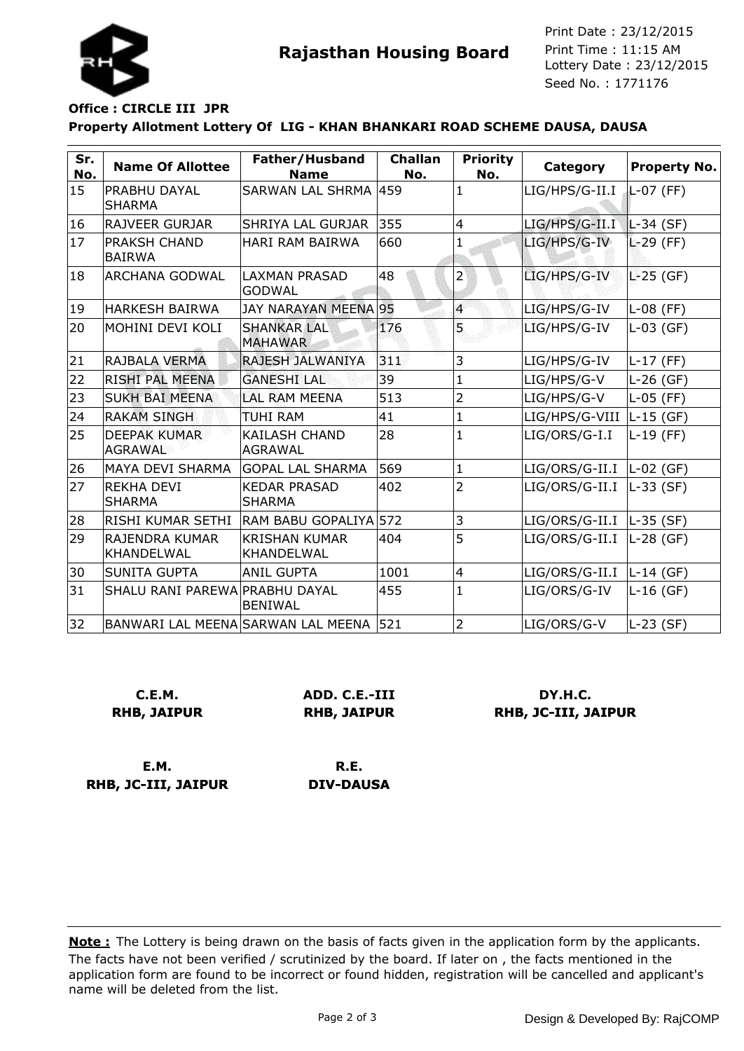**Rajasthan Housing Board**

Print Date : 23/12/2015
Print Time : 11:15 AM
Lottery Date : 23/12/2015
Seed No. : 1771176

**Office : CIRCLE III JPR**

**Property Allotment Lottery Of LIG - KHAN BHANKARI ROAD SCHEME DAUSA, DAUSA**

| Sr. No. | Name Of Allottee | Father/Husband Name | Challan No. | Priority No. | Category | Property No. |
|---|---|---|---|---|---|---|
| 15 | PRABHU DAYAL SHARMA | SARWAN LAL SHRMA | 459 | 1 | LIG/HPS/G-II.I | L-07 (FF) |
| 16 | RAJVEER GURJAR | SHRIYA LAL GURJAR | 355 | 4 | LIG/HPS/G-II.I | L-34 (SF) |
| 17 | PRAKSH CHAND BAIRWA | HARI RAM BAIRWA | 660 | 1 | LIG/HPS/G-IV | L-29 (FF) |
| 18 | ARCHANA GODWAL | LAXMAN PRASAD GODWAL | 48 | 2 | LIG/HPS/G-IV | L-25 (GF) |
| 19 | HARKESH BAIRWA | JAY NARAYAN MEENA | 95 | 4 | LIG/HPS/G-IV | L-08 (FF) |
| 20 | MOHINI DEVI KOLI | SHANKAR LAL MAHAWAR | 176 | 5 | LIG/HPS/G-IV | L-03 (GF) |
| 21 | RAJBALA VERMA | RAJESH JALWANIYA | 311 | 3 | LIG/HPS/G-IV | L-17 (FF) |
| 22 | RISHI PAL MEENA | GANESHI LAL | 39 | 1 | LIG/HPS/G-V | L-26 (GF) |
| 23 | SUKH BAI MEENA | LAL RAM MEENA | 513 | 2 | LIG/HPS/G-V | L-05 (FF) |
| 24 | RAKAM SINGH | TUHI RAM | 41 | 1 | LIG/HPS/G-VIII | L-15 (GF) |
| 25 | DEEPAK KUMAR AGRAWAL | KAILASH CHAND AGRAWAL | 28 | 1 | LIG/ORS/G-I.I | L-19 (FF) |
| 26 | MAYA DEVI SHARMA | GOPAL LAL SHARMA | 569 | 1 | LIG/ORS/G-II.I | L-02 (GF) |
| 27 | REKHA DEVI SHARMA | KEDAR PRASAD SHARMA | 402 | 2 | LIG/ORS/G-II.I | L-33 (SF) |
| 28 | RISHI KUMAR SETHI | RAM BABU GOPALIYA | 572 | 3 | LIG/ORS/G-II.I | L-35 (SF) |
| 29 | RAJENDRA KUMAR KHANDELWAL | KRISHAN KUMAR KHANDELWAL | 404 | 5 | LIG/ORS/G-II.I | L-28 (GF) |
| 30 | SUNITA GUPTA | ANIL GUPTA | 1001 | 4 | LIG/ORS/G-II.I | L-14 (GF) |
| 31 | SHALU RANI PAREWA | PRABHU DAYAL BENIWAL | 455 | 1 | LIG/ORS/G-IV | L-16 (GF) |
| 32 | BANWARI LAL MEENA | SARWAN LAL MEENA | 521 | 2 | LIG/ORS/G-V | L-23 (SF) |

**C.E.M.**
**RHB, JAIPUR**

**ADD. C.E.-III**
**RHB, JAIPUR**

**DY.H.C.**
**RHB, JC-III, JAIPUR**

**E.M.**
**RHB, JC-III, JAIPUR**

**R.E.**
**DIV-DAUSA**

**Note :** The Lottery is being drawn on the basis of facts given in the application form by the applicants. The facts have not been verified / scrutinized by the board. If later on , the facts mentioned in the application form are found to be incorrect or found hidden, registration will be cancelled and applicant's name will be deleted from the list.

Design & Developed By: RajCOMP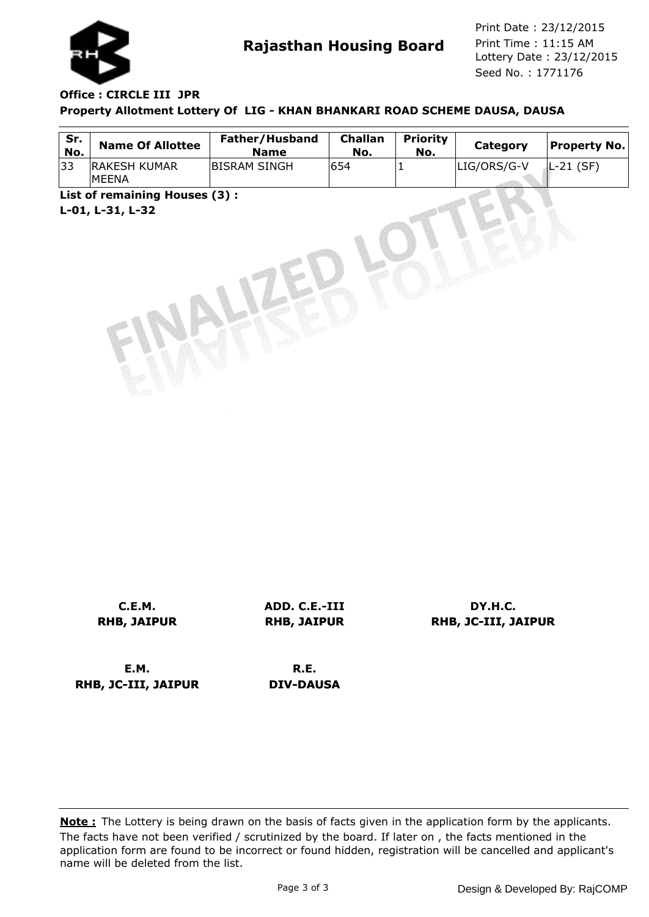**Rajasthan Housing Board**

Print Date : 23/12/2015
Print Time : 11:15 AM
Lottery Date : 23/12/2015
Seed No. : 1771176

**Office : CIRCLE III JPR**

**Property Allotment Lottery Of LIG - KHAN BHANKARI ROAD SCHEME DAUSA, DAUSA**

| Sr. No. | Name Of Allottee | Father/Husband Name | Challan No. | Priority No. | Category | Property No. |
|---|---|---|---|---|---|---|
| 33 | RAKESH KUMAR MEENA | BISRAM SINGH | 654 | 1 | LIG/ORS/G-V | L-21 (SF) |

**List of remaining Houses (3) :**
**L-01, L-31, L-32**

FINALIZED LOTTERY

| | | |
|---|---|---|
| **C.E.M.** **RHB, JAIPUR** | **ADD. C.E.-III** **RHB, JAIPUR** | **DY.H.C.** **RHB, JC-III, JAIPUR** |
| **E.M.** **RHB, JC-III, JAIPUR** | **R.E.** **DIV-DAUSA** | |

**Note :** The Lottery is being drawn on the basis of facts given in the application form by the applicants. The facts have not been verified / scrutinized by the board. If later on , the facts mentioned in the application form are found to be incorrect or found hidden, registration will be cancelled and applicant's name will be deleted from the list.

Design & Developed By: RajCOMP